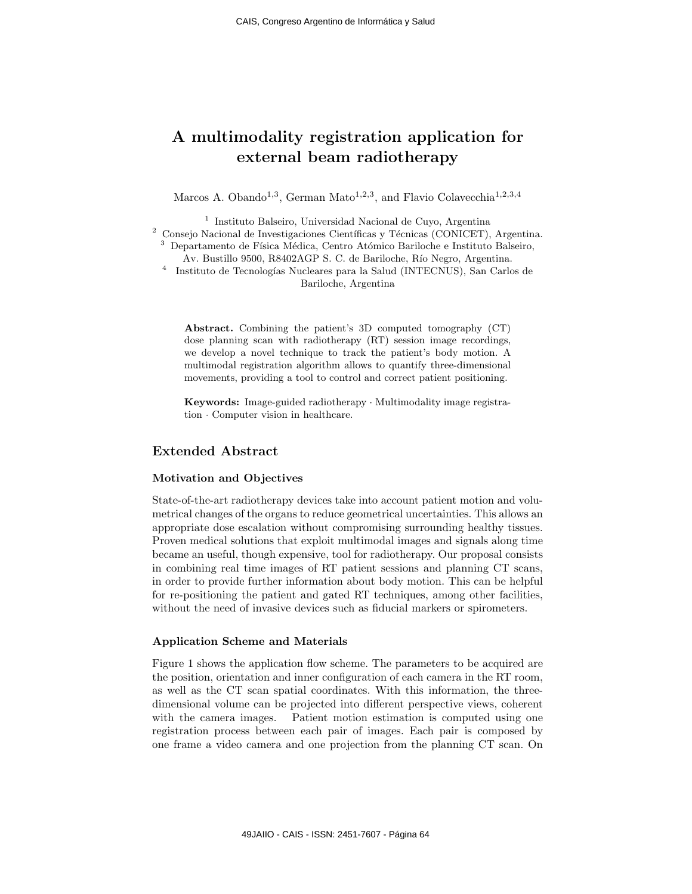# A multimodality registration application for external beam radiotherapy

Marcos A. Obando[1,3], German Mato[1,2,3], and Flavio Colavecchia[1,2,3,4]

[1] Instituto Balseiro, Universidad Nacional de Cuyo, Argentina
[2] Consejo Nacional de Investigaciones Científicas y Técnicas (CONICET), Argentina.
[3] Departamento de Física Médica, Centro Atómico Bariloche e Instituto Balseiro, Av. Bustillo 9500, R8402AGP S. C. de Bariloche, Río Negro, Argentina.
[4] Instituto de Tecnologías Nucleares para la Salud (INTECNUS), San Carlos de Bariloche, Argentina

**Abstract.** Combining the patient's 3D computed tomography (CT) dose planning scan with radiotherapy (RT) session image recordings, we develop a novel technique to track the patient's body motion. A multimodal registration algorithm allows to quantify three-dimensional movements, providing a tool to control and correct patient positioning.

**Keywords:** Image-guided radiotherapy · Multimodality image registration · Computer vision in healthcare.

## Extended Abstract

### Motivation and Objectives

State-of-the-art radiotherapy devices take into account patient motion and volumetrical changes of the organs to reduce geometrical uncertainties. This allows an appropriate dose escalation without compromising surrounding healthy tissues. Proven medical solutions that exploit multimodal images and signals along time became an useful, though expensive, tool for radiotherapy. Our proposal consists in combining real time images of RT patient sessions and planning CT scans, in order to provide further information about body motion. This can be helpful for re-positioning the patient and gated RT techniques, among other facilities, without the need of invasive devices such as fiducial markers or spirometers.

### Application Scheme and Materials

Figure 1 shows the application flow scheme. The parameters to be acquired are the position, orientation and inner configuration of each camera in the RT room, as well as the CT scan spatial coordinates. With this information, the three-dimensional volume can be projected into different perspective views, coherent with the camera images. Patient motion estimation is computed using one registration process between each pair of images. Each pair is composed by one frame a video camera and one projection from the planning CT scan. On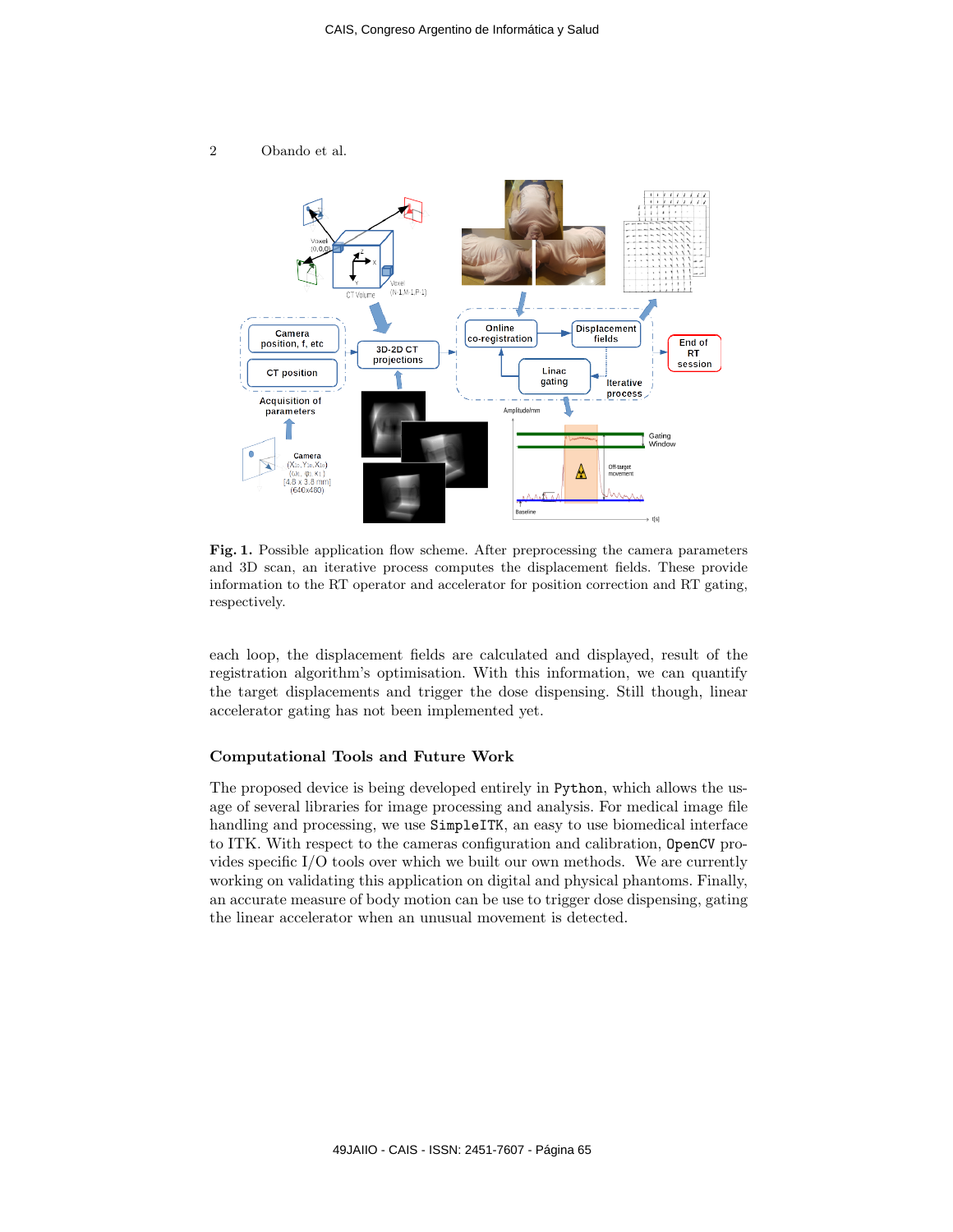**Fig. 1.** Possible application flow scheme. After preprocessing the camera parameters and 3D scan, an iterative process computes the displacement fields. These provide information to the RT operator and accelerator for position correction and RT gating, respectively.

each loop, the displacement fields are calculated and displayed, result of the registration algorithm's optimisation. With this information, we can quantify the target displacements and trigger the dose dispensing. Still though, linear accelerator gating has not been implemented yet.

### Computational Tools and Future Work

The proposed device is being developed entirely in `Python`, which allows the usage of several libraries for image processing and analysis. For medical image file handling and processing, we use `SimpleITK`, an easy to use biomedical interface to ITK. With respect to the cameras configuration and calibration, `OpenCV` provides specific I/O tools over which we built our own methods. We are currently working on validating this application on digital and physical phantoms. Finally, an accurate measure of body motion can be use to trigger dose dispensing, gating the linear accelerator when an unusual movement is detected.